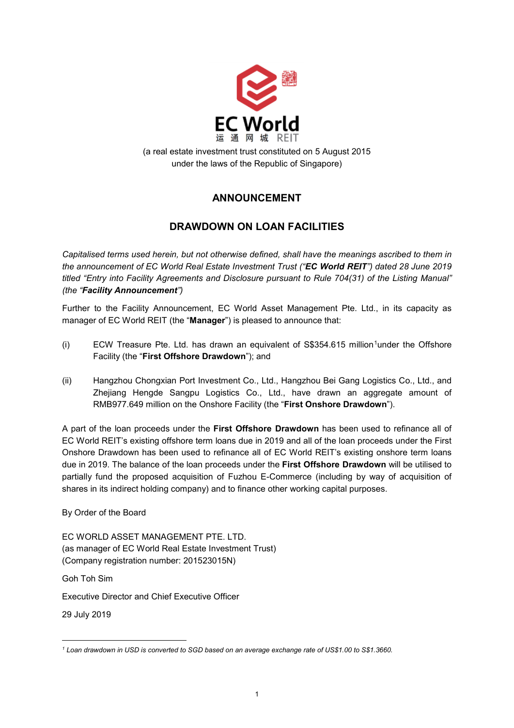EC World
运 通 网 城 REIT

(a real estate investment trust constituted on 5 August 2015
under the laws of the Republic of Singapore)

## ANNOUNCEMENT

## DRAWDOWN ON LOAN FACILITIES

*Capitalised terms used herein, but not otherwise defined, shall have the meanings ascribed to them in the announcement of EC World Real Estate Investment Trust ("**EC World REIT**") dated 28 June 2019 titled "Entry into Facility Agreements and Disclosure pursuant to Rule 704(31) of the Listing Manual" (the "**Facility Announcement**")*

Further to the Facility Announcement, EC World Asset Management Pte. Ltd., in its capacity as manager of EC World REIT (the "**Manager**") is pleased to announce that:

(i) ECW Treasure Pte. Ltd. has drawn an equivalent of S$354.615 million[1] under the Offshore Facility (the "**First Offshore Drawdown**"); and

(ii) Hangzhou Chongxian Port Investment Co., Ltd., Hangzhou Bei Gang Logistics Co., Ltd., and Zhejiang Hengde Sangpu Logistics Co., Ltd., have drawn an aggregate amount of RMB977.649 million on the Onshore Facility (the "**First Onshore Drawdown**").

A part of the loan proceeds under the **First Offshore Drawdown** has been used to refinance all of EC World REIT's existing offshore term loans due in 2019 and all of the loan proceeds under the First Onshore Drawdown has been used to refinance all of EC World REIT's existing onshore term loans due in 2019. The balance of the loan proceeds under the **First Offshore Drawdown** will be utilised to partially fund the proposed acquisition of Fuzhou E-Commerce (including by way of acquisition of shares in its indirect holding company) and to finance other working capital purposes.

By Order of the Board

EC WORLD ASSET MANAGEMENT PTE. LTD.
(as manager of EC World Real Estate Investment Trust)
(Company registration number: 201523015N)

Goh Toh Sim

Executive Director and Chief Executive Officer

29 July 2019

---

[1] *Loan drawdown in USD is converted to SGD based on an average exchange rate of US$1.00 to S$1.3660.*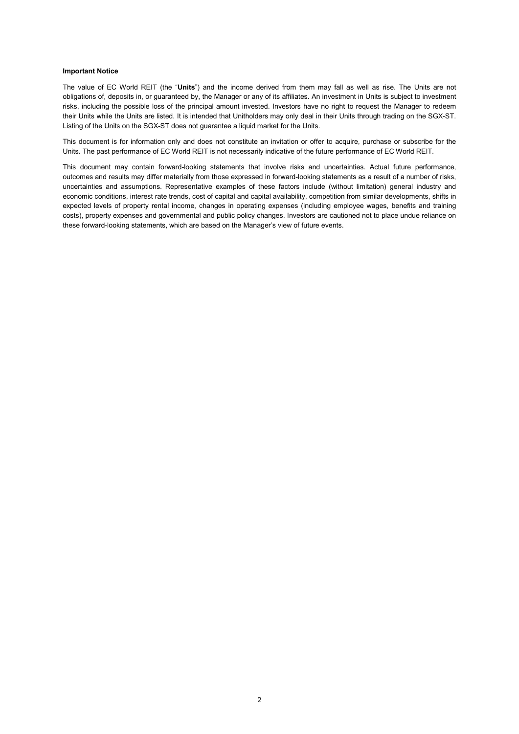**Important Notice**

The value of EC World REIT (the "**Units**") and the income derived from them may fall as well as rise. The Units are not obligations of, deposits in, or guaranteed by, the Manager or any of its affiliates. An investment in Units is subject to investment risks, including the possible loss of the principal amount invested. Investors have no right to request the Manager to redeem their Units while the Units are listed. It is intended that Unitholders may only deal in their Units through trading on the SGX-ST. Listing of the Units on the SGX-ST does not guarantee a liquid market for the Units.

This document is for information only and does not constitute an invitation or offer to acquire, purchase or subscribe for the Units. The past performance of EC World REIT is not necessarily indicative of the future performance of EC World REIT.

This document may contain forward-looking statements that involve risks and uncertainties. Actual future performance, outcomes and results may differ materially from those expressed in forward-looking statements as a result of a number of risks, uncertainties and assumptions. Representative examples of these factors include (without limitation) general industry and economic conditions, interest rate trends, cost of capital and capital availability, competition from similar developments, shifts in expected levels of property rental income, changes in operating expenses (including employee wages, benefits and training costs), property expenses and governmental and public policy changes. Investors are cautioned not to place undue reliance on these forward-looking statements, which are based on the Manager's view of future events.